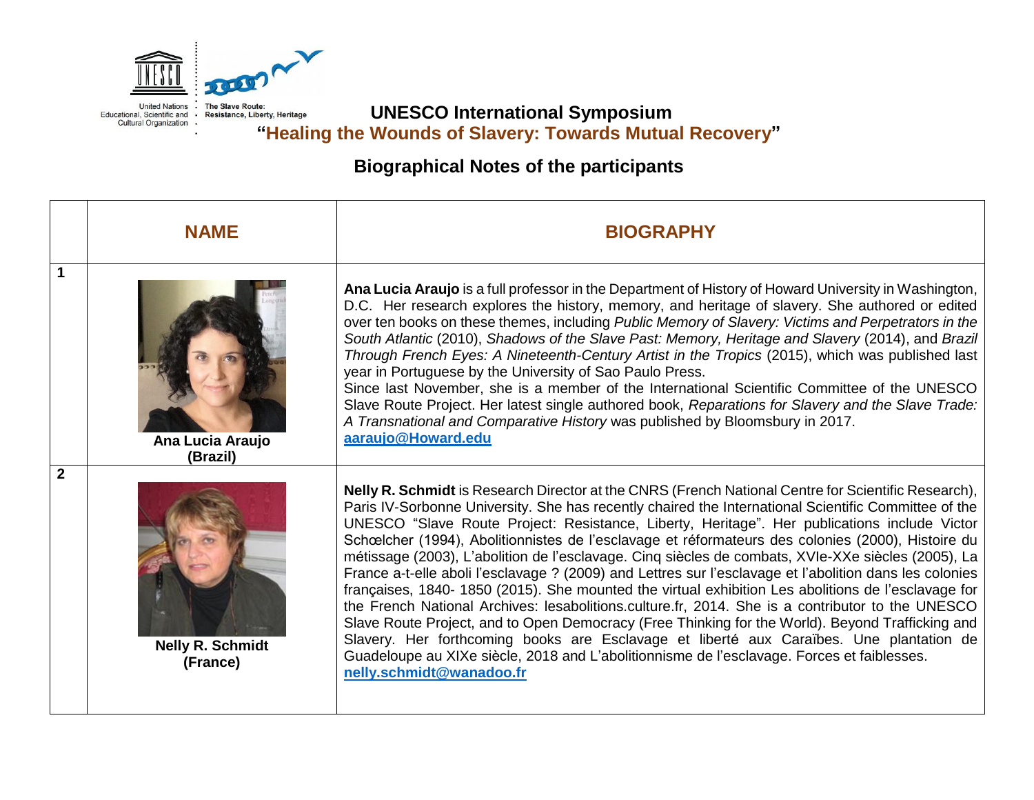UNESCO International Symposium

**"Healing the Wounds of Slavery: Towards Mutual Recovery"**

## Biographical Notes of the participants

| | NAME | BIOGRAPHY |
|---|---|---|
| **1** | **Ana Lucia Araujo (Brazil)** | **Ana Lucia Araujo** is a full professor in the Department of History of Howard University in Washington, D.C. Her research explores the history, memory, and heritage of slavery. She authored or edited over ten books on these themes, including *Public Memory of Slavery: Victims and Perpetrators in the South Atlantic* (2010), *Shadows of the Slave Past: Memory, Heritage and Slavery* (2014), and *Brazil Through French Eyes: A Nineteenth-Century Artist in the Tropics* (2015), which was published last year in Portuguese by the University of Sao Paulo Press. Since last November, she is a member of the International Scientific Committee of the UNESCO Slave Route Project. Her latest single authored book, *Reparations for Slavery and the Slave Trade: A Transnational and Comparative History* was published by Bloomsbury in 2017. **aaraujo@Howard.edu** |
| **2** | **Nelly R. Schmidt (France)** | **Nelly R. Schmidt** is Research Director at the CNRS (French National Centre for Scientific Research), Paris IV-Sorbonne University. She has recently chaired the International Scientific Committee of the UNESCO "Slave Route Project: Resistance, Liberty, Heritage". Her publications include Victor Schœlcher (1994), Abolitionnistes de l'esclavage et réformateurs des colonies (2000), Histoire du métissage (2003), L'abolition de l'esclavage. Cinq siècles de combats, XVIe-XXe siècles (2005), La France a-t-elle aboli l'esclavage ? (2009) and Lettres sur l'esclavage et l'abolition dans les colonies françaises, 1840- 1850 (2015). She mounted the virtual exhibition Les abolitions de l'esclavage for the French National Archives: lesabolitions.culture.fr, 2014. She is a contributor to the UNESCO Slave Route Project, and to Open Democracy (Free Thinking for the World). Beyond Trafficking and Slavery. Her forthcoming books are Esclavage et liberté aux Caraïbes. Une plantation de Guadeloupe au XIXe siècle, 2018 and L'abolitionnisme de l'esclavage. Forces et faiblesses. **nelly.schmidt@wanadoo.fr** |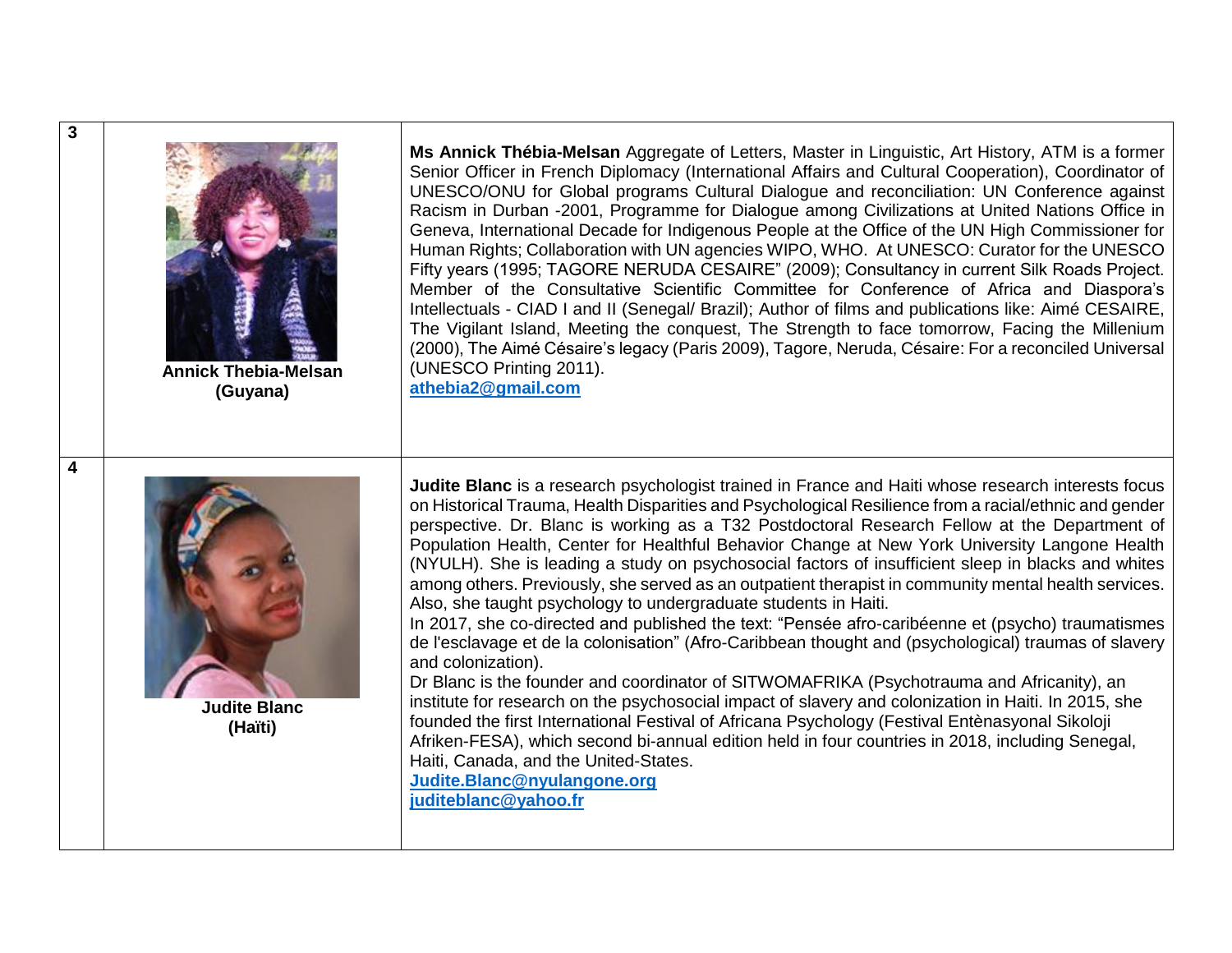| | | |
|---|---|---|
| **3** | **Annick Thebia-Melsan (Guyana)** | **Ms Annick Thébia-Melsan** Aggregate of Letters, Master in Linguistic, Art History, ATM is a former Senior Officer in French Diplomacy (International Affairs and Cultural Cooperation), Coordinator of UNESCO/ONU for Global programs Cultural Dialogue and reconciliation: UN Conference against Racism in Durban -2001, Programme for Dialogue among Civilizations at United Nations Office in Geneva, International Decade for Indigenous People at the Office of the UN High Commissioner for Human Rights; Collaboration with UN agencies WIPO, WHO. At UNESCO: Curator for the UNESCO Fifty years (1995; TAGORE NERUDA CESAIRE" (2009); Consultancy in current Silk Roads Project. Member of the Consultative Scientific Committee for Conference of Africa and Diaspora's Intellectuals - CIAD I and II (Senegal/ Brazil); Author of films and publications like: Aimé CESAIRE, The Vigilant Island, Meeting the conquest, The Strength to face tomorrow, Facing the Millenium (2000), The Aimé Césaire's legacy (Paris 2009), Tagore, Neruda, Césaire: For a reconciled Universal (UNESCO Printing 2011). **athebia2@gmail.com** |
| **4** | **Judite Blanc (Haïti)** | **Judite Blanc** is a research psychologist trained in France and Haiti whose research interests focus on Historical Trauma, Health Disparities and Psychological Resilience from a racial/ethnic and gender perspective. Dr. Blanc is working as a T32 Postdoctoral Research Fellow at the Department of Population Health, Center for Healthful Behavior Change at New York University Langone Health (NYULH). She is leading a study on psychosocial factors of insufficient sleep in blacks and whites among others. Previously, she served as an outpatient therapist in community mental health services. Also, she taught psychology to undergraduate students in Haiti. In 2017, she co-directed and published the text: "Pensée afro-caribéenne et (psycho) traumatismes de l'esclavage et de la colonisation" (Afro-Caribbean thought and (psychological) traumas of slavery and colonization). Dr Blanc is the founder and coordinator of SITWOMAFRIKA (Psychotrauma and Africanity), an institute for research on the psychosocial impact of slavery and colonization in Haiti. In 2015, she founded the first International Festival of Africana Psychology (Festival Entènasyonal Sikoloji Afriken-FESA), which second bi-annual edition held in four countries in 2018, including Senegal, Haiti, Canada, and the United-States. **Judite.Blanc@nyulangone.org** **juditeblanc@yahoo.fr** |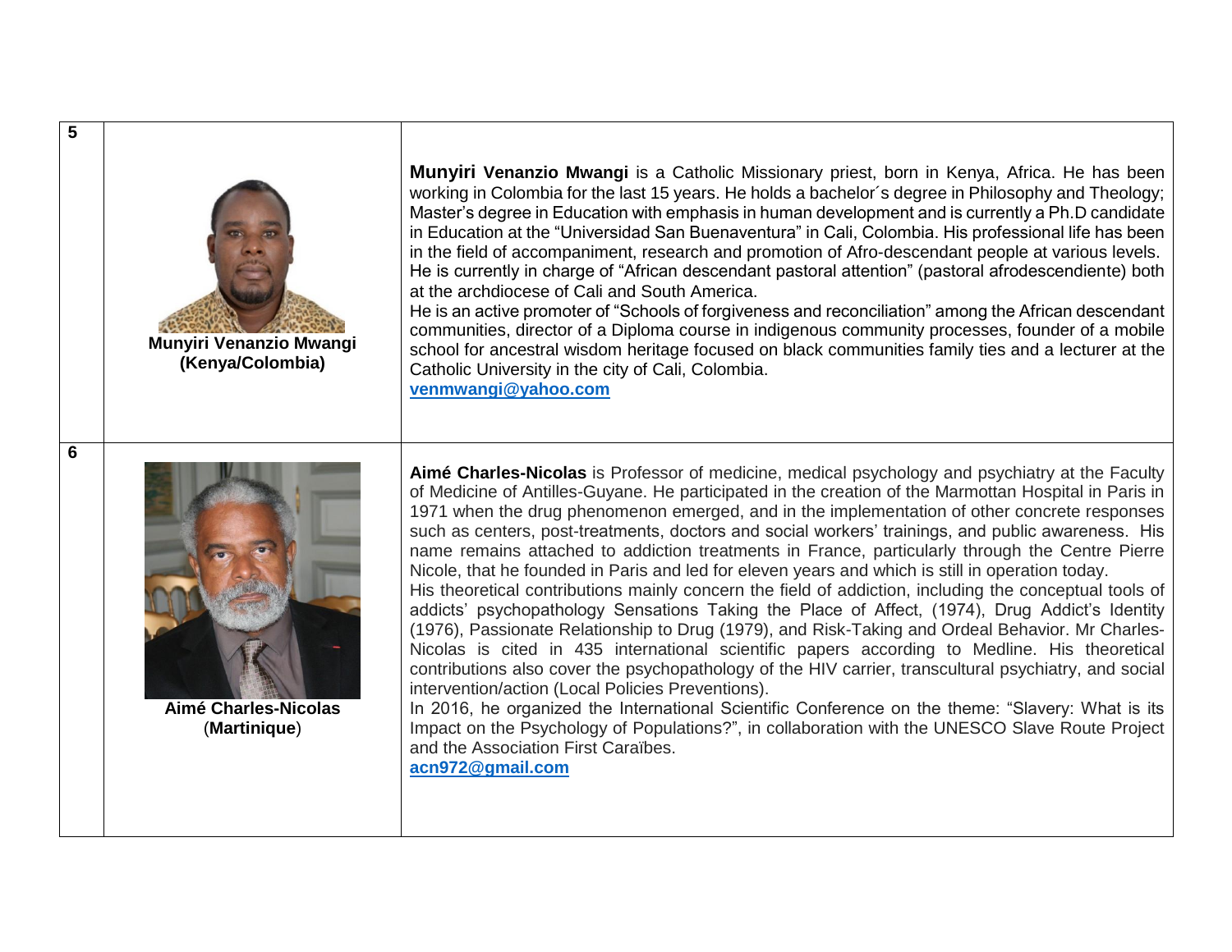| | | |
|---|---|---|
| **5** | **Munyiri Venanzio Mwangi (Kenya/Colombia)** | **Munyiri Venanzio Mwangi** is a Catholic Missionary priest, born in Kenya, Africa. He has been working in Colombia for the last 15 years. He holds a bachelor´s degree in Philosophy and Theology; Master's degree in Education with emphasis in human development and is currently a Ph.D candidate in Education at the "Universidad San Buenaventura" in Cali, Colombia. His professional life has been in the field of accompaniment, research and promotion of Afro-descendant people at various levels. He is currently in charge of "African descendant pastoral attention" (pastoral afrodescendiente) both at the archdiocese of Cali and South America. He is an active promoter of "Schools of forgiveness and reconciliation" among the African descendant communities, director of a Diploma course in indigenous community processes, founder of a mobile school for ancestral wisdom heritage focused on black communities family ties and a lecturer at the Catholic University in the city of Cali, Colombia. **venmwangi@yahoo.com** |
| **6** | **Aimé Charles-Nicolas (Martinique)** | **Aimé Charles-Nicolas** is Professor of medicine, medical psychology and psychiatry at the Faculty of Medicine of Antilles-Guyane. He participated in the creation of the Marmottan Hospital in Paris in 1971 when the drug phenomenon emerged, and in the implementation of other concrete responses such as centers, post-treatments, doctors and social workers' trainings, and public awareness. His name remains attached to addiction treatments in France, particularly through the Centre Pierre Nicole, that he founded in Paris and led for eleven years and which is still in operation today. His theoretical contributions mainly concern the field of addiction, including the conceptual tools of addicts' psychopathology Sensations Taking the Place of Affect, (1974), Drug Addict's Identity (1976), Passionate Relationship to Drug (1979), and Risk-Taking and Ordeal Behavior. Mr Charles-Nicolas is cited in 435 international scientific papers according to Medline. His theoretical contributions also cover the psychopathology of the HIV carrier, transcultural psychiatry, and social intervention/action (Local Policies Preventions). In 2016, he organized the International Scientific Conference on the theme: "Slavery: What is its Impact on the Psychology of Populations?", in collaboration with the UNESCO Slave Route Project and the Association First Caraïbes. **acn972@gmail.com** |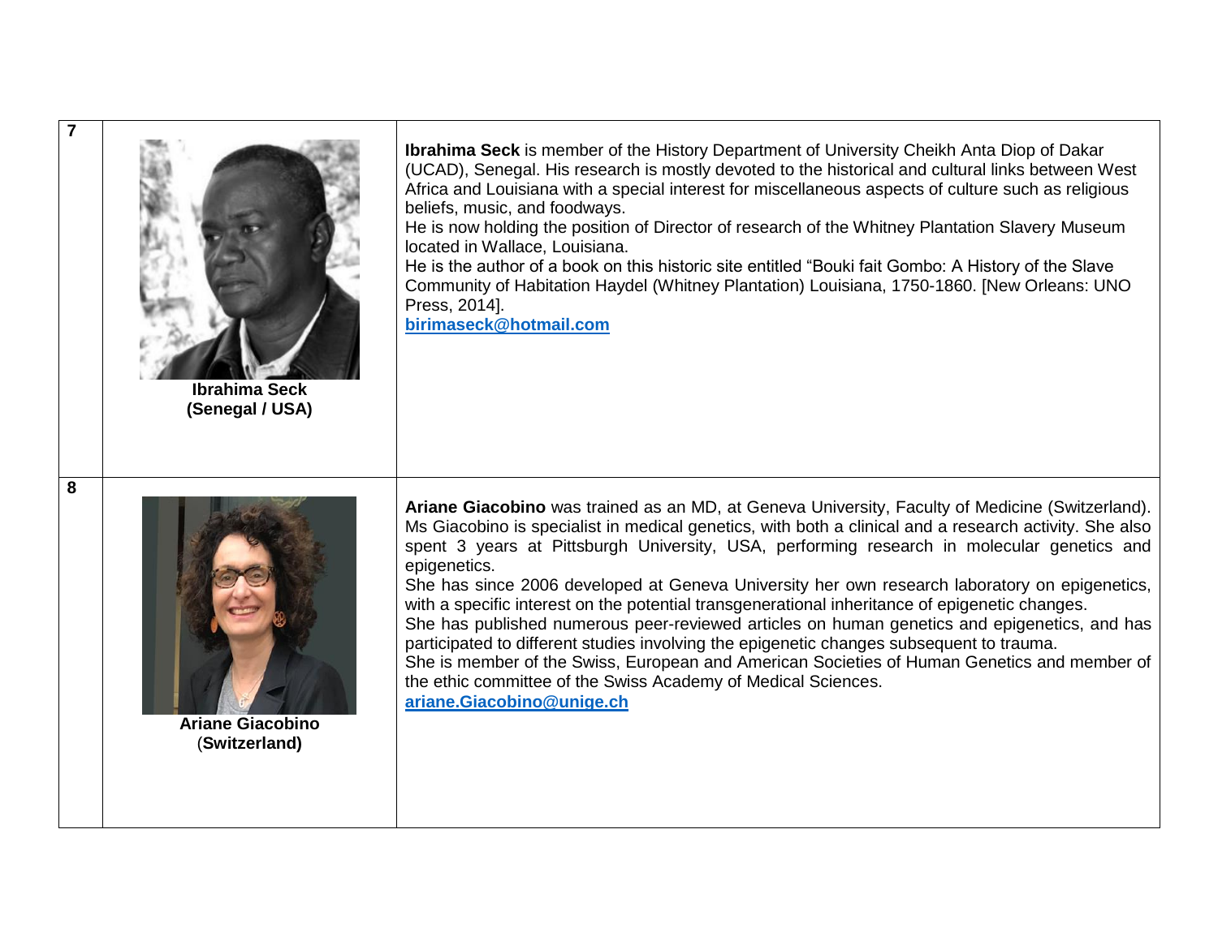| | | |
|---|---|---|
| **7** | **Ibrahima Seck (Senegal / USA)** | **Ibrahima Seck** is member of the History Department of University Cheikh Anta Diop of Dakar (UCAD), Senegal. His research is mostly devoted to the historical and cultural links between West Africa and Louisiana with a special interest for miscellaneous aspects of culture such as religious beliefs, music, and foodways.<br>He is now holding the position of Director of research of the Whitney Plantation Slavery Museum located in Wallace, Louisiana.<br>He is the author of a book on this historic site entitled "Bouki fait Gombo: A History of the Slave Community of Habitation Haydel (Whitney Plantation) Louisiana, 1750-1860. [New Orleans: UNO Press, 2014].<br>**birimaseck@hotmail.com** |
| **8** | **Ariane Giacobino (Switzerland)** | **Ariane Giacobino** was trained as an MD, at Geneva University, Faculty of Medicine (Switzerland). Ms Giacobino is specialist in medical genetics, with both a clinical and a research activity. She also spent 3 years at Pittsburgh University, USA, performing research in molecular genetics and epigenetics.<br>She has since 2006 developed at Geneva University her own research laboratory on epigenetics, with a specific interest on the potential transgenerational inheritance of epigenetic changes.<br>She has published numerous peer-reviewed articles on human genetics and epigenetics, and has participated to different studies involving the epigenetic changes subsequent to trauma.<br>She is member of the Swiss, European and American Societies of Human Genetics and member of the ethic committee of the Swiss Academy of Medical Sciences.<br>**ariane.Giacobino@unige.ch** |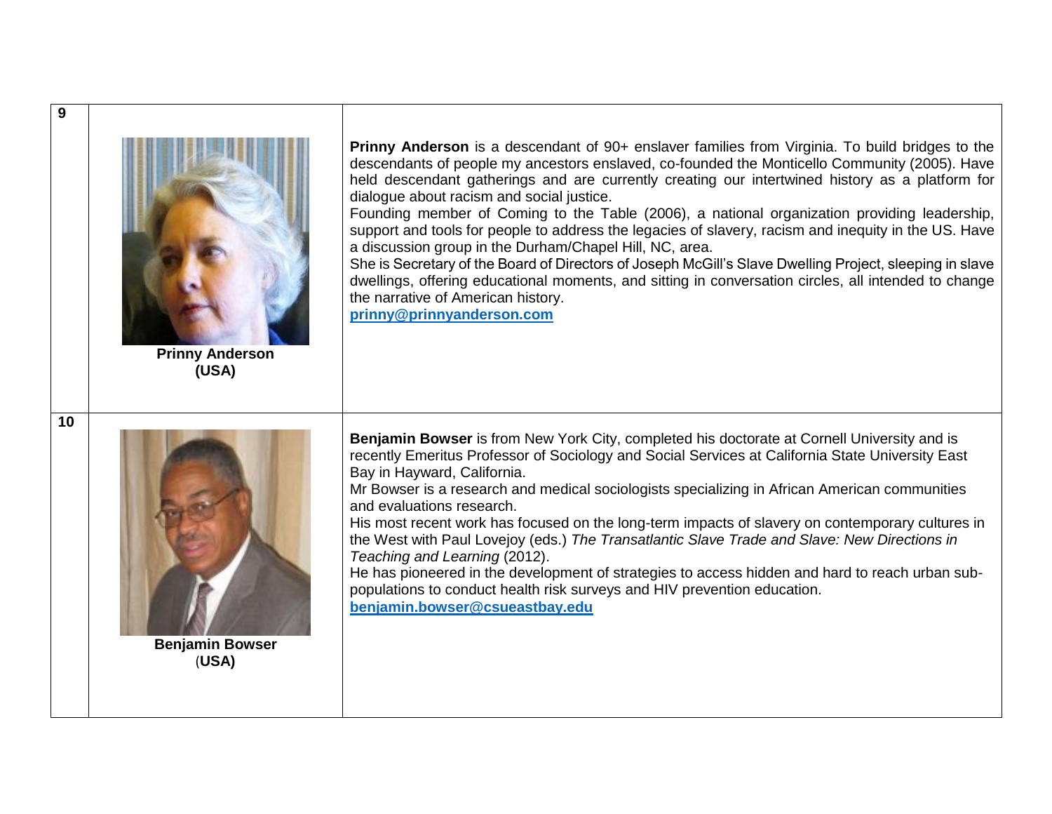| | | |
|---|---|---|
| **9** | **Prinny Anderson (USA)** | **Prinny Anderson** is a descendant of 90+ enslaver families from Virginia. To build bridges to the descendants of people my ancestors enslaved, co-founded the Monticello Community (2005). Have held descendant gatherings and are currently creating our intertwined history as a platform for dialogue about racism and social justice.<br>Founding member of Coming to the Table (2006), a national organization providing leadership, support and tools for people to address the legacies of slavery, racism and inequity in the US. Have a discussion group in the Durham/Chapel Hill, NC, area.<br>She is Secretary of the Board of Directors of Joseph McGill's Slave Dwelling Project, sleeping in slave dwellings, offering educational moments, and sitting in conversation circles, all intended to change the narrative of American history.<br>**prinny@prinnyanderson.com** |
| **10** | **Benjamin Bowser (USA)** | **Benjamin Bowser** is from New York City, completed his doctorate at Cornell University and is recently Emeritus Professor of Sociology and Social Services at California State University East Bay in Hayward, California.<br>Mr Bowser is a research and medical sociologists specializing in African American communities and evaluations research.<br>His most recent work has focused on the long-term impacts of slavery on contemporary cultures in the West with Paul Lovejoy (eds.) *The Transatlantic Slave Trade and Slave: New Directions in Teaching and Learning* (2012).<br>He has pioneered in the development of strategies to access hidden and hard to reach urban sub-populations to conduct health risk surveys and HIV prevention education.<br>**benjamin.bowser@csueastbay.edu** |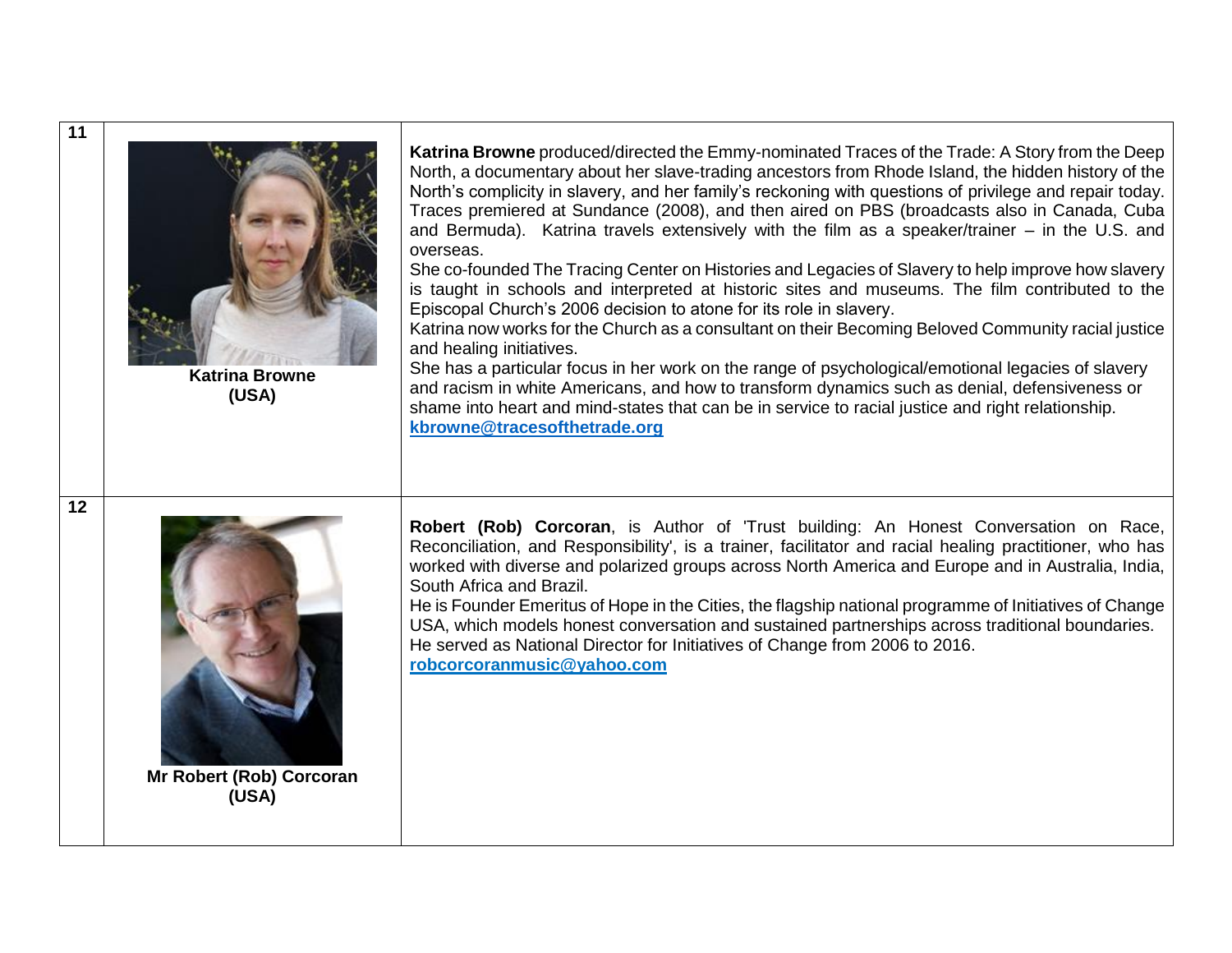| | | |
|---|---|---|
| **11** | **Katrina Browne (USA)** | **Katrina Browne** produced/directed the Emmy-nominated Traces of the Trade: A Story from the Deep North, a documentary about her slave-trading ancestors from Rhode Island, the hidden history of the North's complicity in slavery, and her family's reckoning with questions of privilege and repair today. Traces premiered at Sundance (2008), and then aired on PBS (broadcasts also in Canada, Cuba and Bermuda). Katrina travels extensively with the film as a speaker/trainer – in the U.S. and overseas.<br>She co-founded The Tracing Center on Histories and Legacies of Slavery to help improve how slavery is taught in schools and interpreted at historic sites and museums. The film contributed to the Episcopal Church's 2006 decision to atone for its role in slavery.<br>Katrina now works for the Church as a consultant on their Becoming Beloved Community racial justice and healing initiatives.<br>She has a particular focus in her work on the range of psychological/emotional legacies of slavery and racism in white Americans, and how to transform dynamics such as denial, defensiveness or shame into heart and mind-states that can be in service to racial justice and right relationship.<br>**kbrowne@tracesofthetrade.org** |
| **12** | **Mr Robert (Rob) Corcoran (USA)** | **Robert (Rob) Corcoran**, is Author of 'Trust building: An Honest Conversation on Race, Reconciliation, and Responsibility', is a trainer, facilitator and racial healing practitioner, who has worked with diverse and polarized groups across North America and Europe and in Australia, India, South Africa and Brazil.<br>He is Founder Emeritus of Hope in the Cities, the flagship national programme of Initiatives of Change USA, which models honest conversation and sustained partnerships across traditional boundaries.<br>He served as National Director for Initiatives of Change from 2006 to 2016.<br>**robcorcoranmusic@yahoo.com** |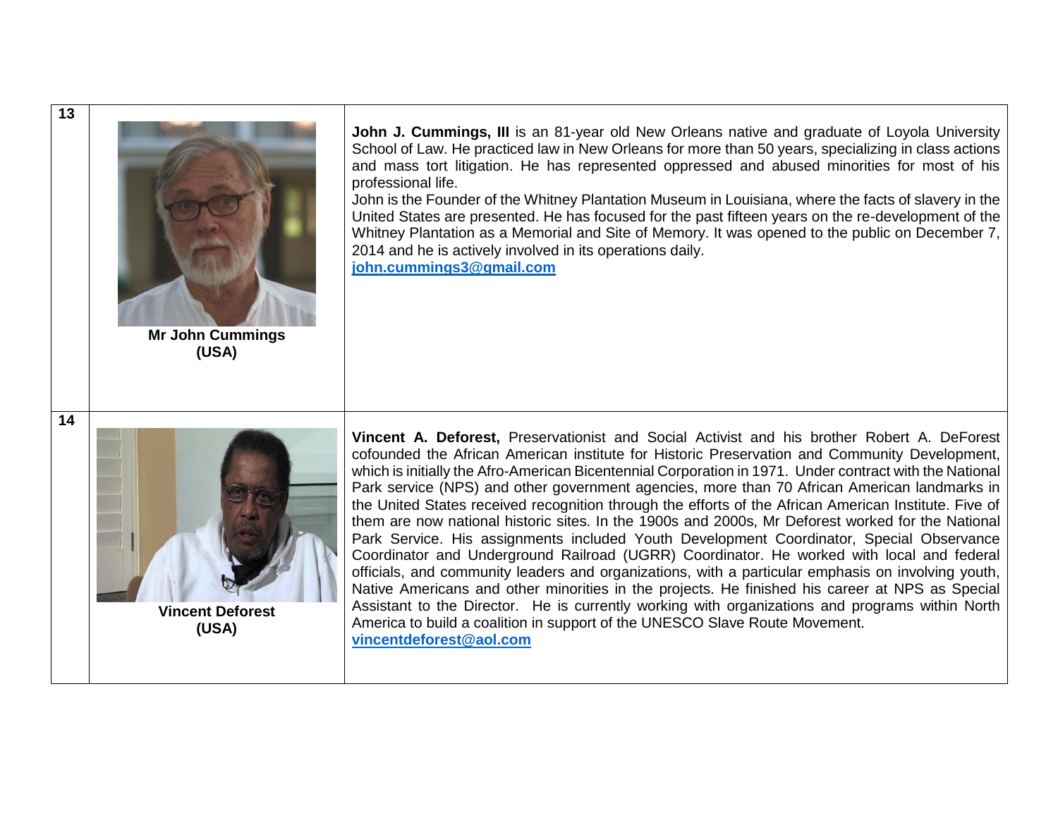| | | |
|---|---|---|
| **13** | **Mr John Cummings (USA)** | **John J. Cummings, III** is an 81-year old New Orleans native and graduate of Loyola University School of Law. He practiced law in New Orleans for more than 50 years, specializing in class actions and mass tort litigation. He has represented oppressed and abused minorities for most of his professional life.<br>John is the Founder of the Whitney Plantation Museum in Louisiana, where the facts of slavery in the United States are presented. He has focused for the past fifteen years on the re-development of the Whitney Plantation as a Memorial and Site of Memory. It was opened to the public on December 7, 2014 and he is actively involved in its operations daily.<br>**john.cummings3@gmail.com** |
| **14** | **Vincent Deforest (USA)** | **Vincent A. Deforest,** Preservationist and Social Activist and his brother Robert A. DeForest cofounded the African American institute for Historic Preservation and Community Development, which is initially the Afro-American Bicentennial Corporation in 1971. Under contract with the National Park service (NPS) and other government agencies, more than 70 African American landmarks in the United States received recognition through the efforts of the African American Institute. Five of them are now national historic sites. In the 1900s and 2000s, Mr Deforest worked for the National Park Service. His assignments included Youth Development Coordinator, Special Observance Coordinator and Underground Railroad (UGRR) Coordinator. He worked with local and federal officials, and community leaders and organizations, with a particular emphasis on involving youth, Native Americans and other minorities in the projects. He finished his career at NPS as Special Assistant to the Director. He is currently working with organizations and programs within North America to build a coalition in support of the UNESCO Slave Route Movement.<br>**vincentdeforest@aol.com** |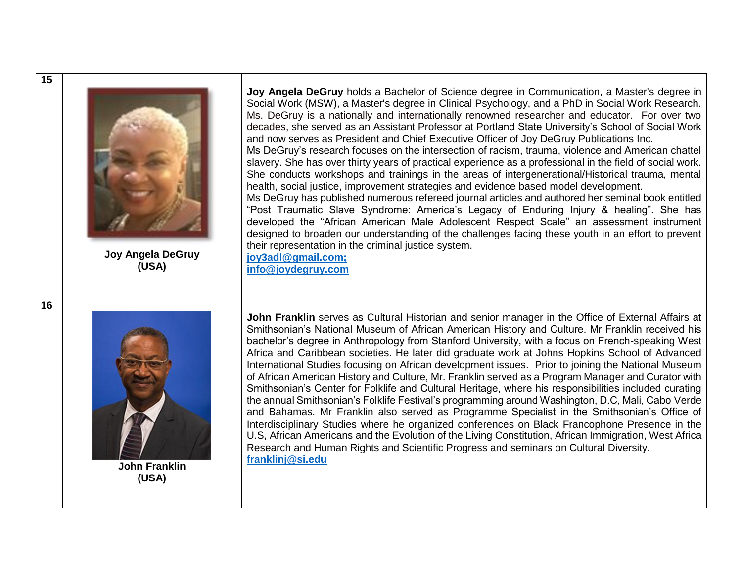| | | |
|---|---|---|
| **15** | **Joy Angela DeGruy (USA)** | **Joy Angela DeGruy** holds a Bachelor of Science degree in Communication, a Master's degree in Social Work (MSW), a Master's degree in Clinical Psychology, and a PhD in Social Work Research. Ms. DeGruy is a nationally and internationally renowned researcher and educator. For over two decades, she served as an Assistant Professor at Portland State University's School of Social Work and now serves as President and Chief Executive Officer of Joy DeGruy Publications Inc.<br>Ms DeGruy's research focuses on the intersection of racism, trauma, violence and American chattel slavery. She has over thirty years of practical experience as a professional in the field of social work. She conducts workshops and trainings in the areas of intergenerational/Historical trauma, mental health, social justice, improvement strategies and evidence based model development.<br>Ms DeGruy has published numerous refereed journal articles and authored her seminal book entitled "Post Traumatic Slave Syndrome: America's Legacy of Enduring Injury & healing". She has developed the "African American Male Adolescent Respect Scale" an assessment instrument designed to broaden our understanding of the challenges facing these youth in an effort to prevent their representation in the criminal justice system.<br>**joy3adl@gmail.com;**<br>**info@joydegruy.com** |
| **16** | **John Franklin (USA)** | **John Franklin** serves as Cultural Historian and senior manager in the Office of External Affairs at Smithsonian's National Museum of African American History and Culture. Mr Franklin received his bachelor's degree in Anthropology from Stanford University, with a focus on French-speaking West Africa and Caribbean societies. He later did graduate work at Johns Hopkins School of Advanced International Studies focusing on African development issues. Prior to joining the National Museum of African American History and Culture, Mr. Franklin served as a Program Manager and Curator with Smithsonian's Center for Folklife and Cultural Heritage, where his responsibilities included curating the annual Smithsonian's Folklife Festival's programming around Washington, D.C, Mali, Cabo Verde and Bahamas. Mr Franklin also served as Programme Specialist in the Smithsonian's Office of Interdisciplinary Studies where he organized conferences on Black Francophone Presence in the U.S, African Americans and the Evolution of the Living Constitution, African Immigration, West Africa Research and Human Rights and Scientific Progress and seminars on Cultural Diversity.<br>**franklinj@si.edu** |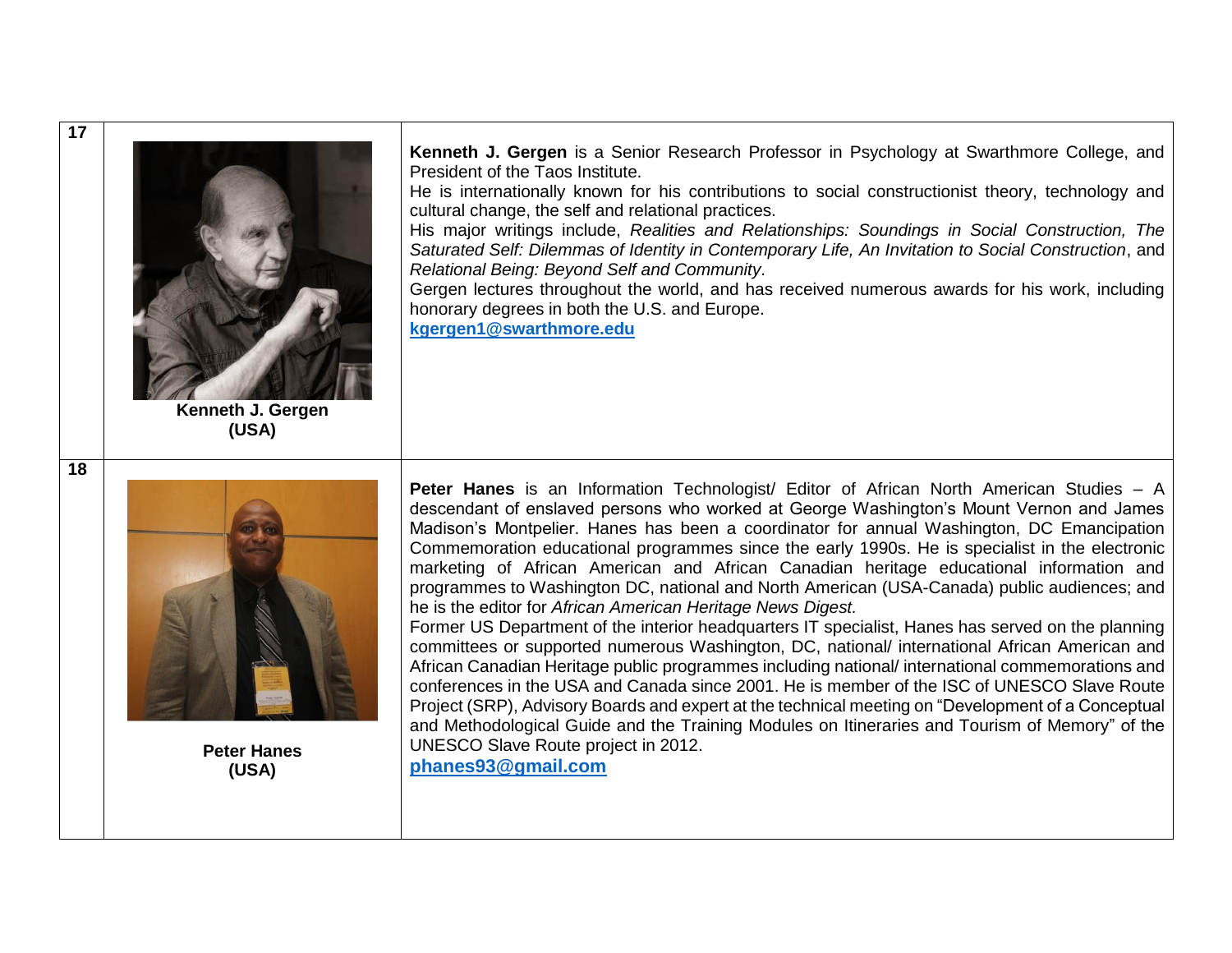| | | |
|---|---|---|
| **17** | **Kenneth J. Gergen (USA)** | **Kenneth J. Gergen** is a Senior Research Professor in Psychology at Swarthmore College, and President of the Taos Institute.<br>He is internationally known for his contributions to social constructionist theory, technology and cultural change, the self and relational practices.<br>His major writings include, *Realities and Relationships: Soundings in Social Construction, The Saturated Self: Dilemmas of Identity in Contemporary Life, An Invitation to Social Construction*, and *Relational Being: Beyond Self and Community*.<br>Gergen lectures throughout the world, and has received numerous awards for his work, including honorary degrees in both the U.S. and Europe.<br>**kgergen1@swarthmore.edu** |
| **18** | **Peter Hanes (USA)** | **Peter Hanes** is an Information Technologist/ Editor of African North American Studies – A descendant of enslaved persons who worked at George Washington's Mount Vernon and James Madison's Montpelier. Hanes has been a coordinator for annual Washington, DC Emancipation Commemoration educational programmes since the early 1990s. He is specialist in the electronic marketing of African American and African Canadian heritage educational information and programmes to Washington DC, national and North American (USA-Canada) public audiences; and he is the editor for *African American Heritage News Digest.*<br>Former US Department of the interior headquarters IT specialist, Hanes has served on the planning committees or supported numerous Washington, DC, national/ international African American and African Canadian Heritage public programmes including national/ international commemorations and conferences in the USA and Canada since 2001. He is member of the ISC of UNESCO Slave Route Project (SRP), Advisory Boards and expert at the technical meeting on "Development of a Conceptual and Methodological Guide and the Training Modules on Itineraries and Tourism of Memory" of the UNESCO Slave Route project in 2012.<br>**phanes93@gmail.com** |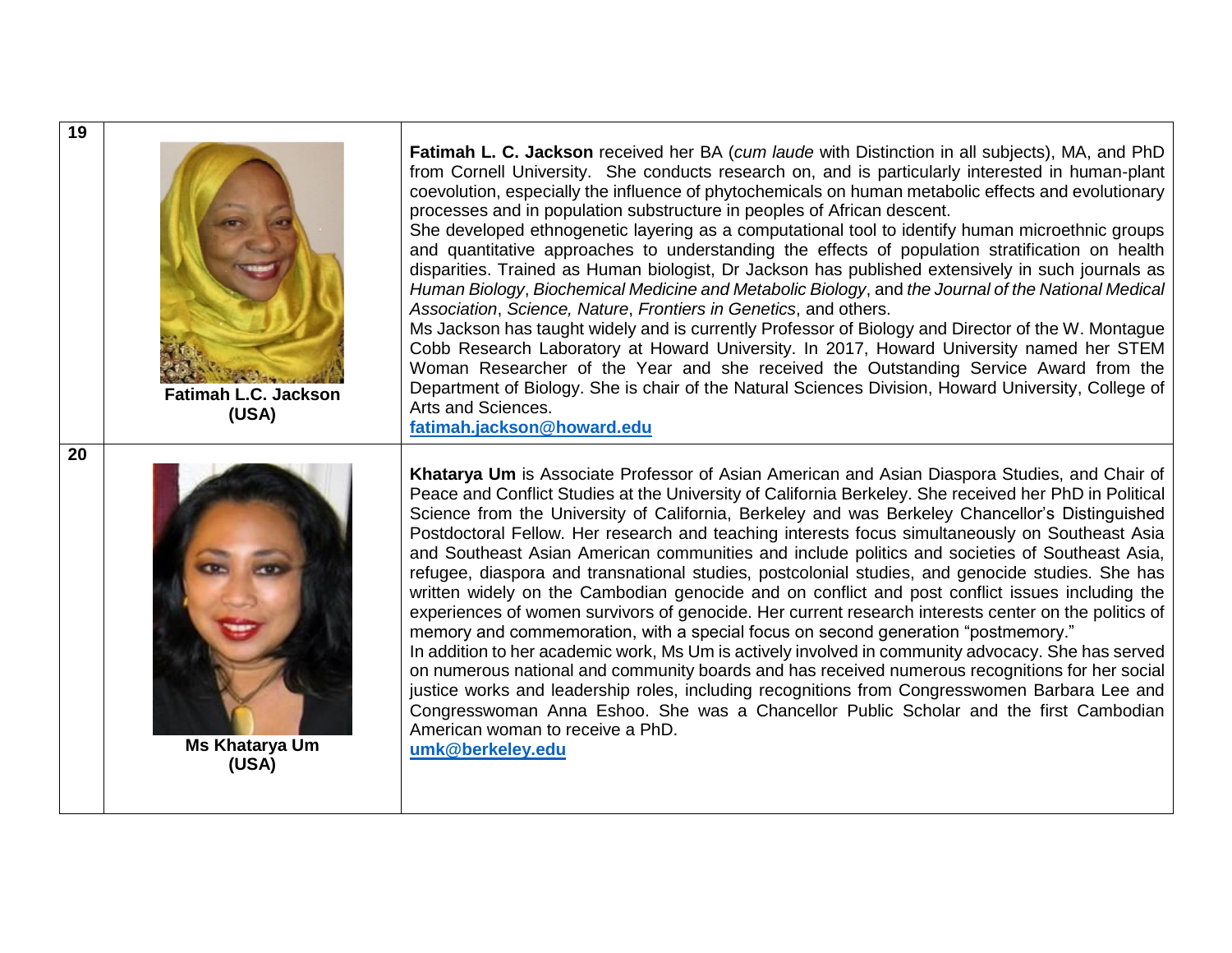| | | |
|---|---|---|
| **19** | **Fatimah L.C. Jackson (USA)** | **Fatimah L. C. Jackson** received her BA (*cum laude* with Distinction in all subjects), MA, and PhD from Cornell University. She conducts research on, and is particularly interested in human-plant coevolution, especially the influence of phytochemicals on human metabolic effects and evolutionary processes and in population substructure in peoples of African descent. She developed ethnogenetic layering as a computational tool to identify human microethnic groups and quantitative approaches to understanding the effects of population stratification on health disparities. Trained as Human biologist, Dr Jackson has published extensively in such journals as *Human Biology*, *Biochemical Medicine and Metabolic Biology*, and *the Journal of the National Medical Association*, *Science, Nature*, *Frontiers in Genetics*, and others. Ms Jackson has taught widely and is currently Professor of Biology and Director of the W. Montague Cobb Research Laboratory at Howard University. In 2017, Howard University named her STEM Woman Researcher of the Year and she received the Outstanding Service Award from the Department of Biology. She is chair of the Natural Sciences Division, Howard University, College of Arts and Sciences. **fatimah.jackson@howard.edu** |
| **20** | **Ms Khatarya Um (USA)** | **Khatarya Um** is Associate Professor of Asian American and Asian Diaspora Studies, and Chair of Peace and Conflict Studies at the University of California Berkeley. She received her PhD in Political Science from the University of California, Berkeley and was Berkeley Chancellor's Distinguished Postdoctoral Fellow. Her research and teaching interests focus simultaneously on Southeast Asia and Southeast Asian American communities and include politics and societies of Southeast Asia, refugee, diaspora and transnational studies, postcolonial studies, and genocide studies. She has written widely on the Cambodian genocide and on conflict and post conflict issues including the experiences of women survivors of genocide. Her current research interests center on the politics of memory and commemoration, with a special focus on second generation "postmemory." In addition to her academic work, Ms Um is actively involved in community advocacy. She has served on numerous national and community boards and has received numerous recognitions for her social justice works and leadership roles, including recognitions from Congresswomen Barbara Lee and Congresswoman Anna Eshoo. She was a Chancellor Public Scholar and the first Cambodian American woman to receive a PhD. **umk@berkeley.edu** |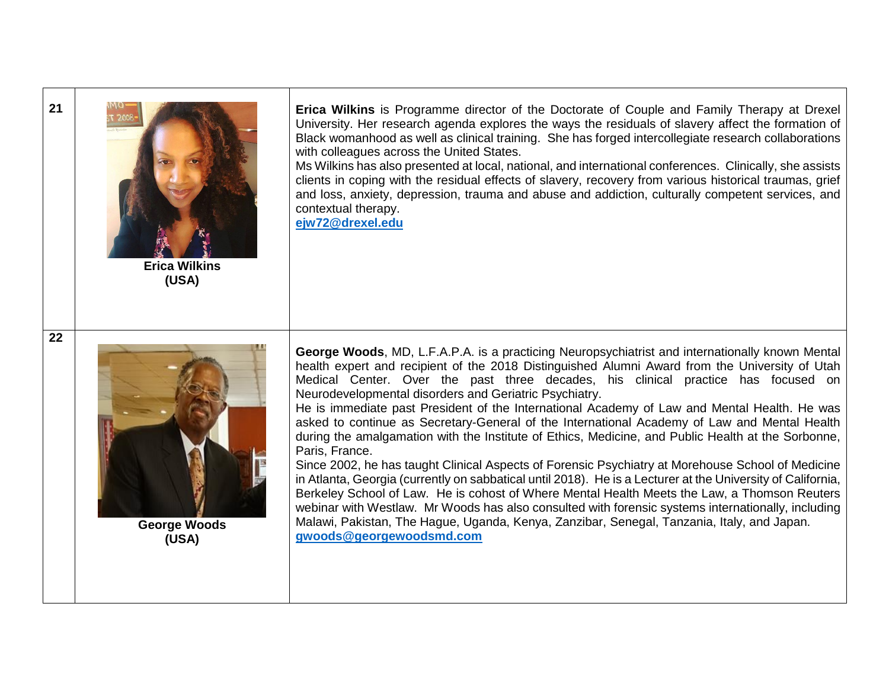| | | |
|---|---|---|
| **21** | **Erica Wilkins (USA)** | **Erica Wilkins** is Programme director of the Doctorate of Couple and Family Therapy at Drexel University. Her research agenda explores the ways the residuals of slavery affect the formation of Black womanhood as well as clinical training. She has forged intercollegiate research collaborations with colleagues across the United States.<br>Ms Wilkins has also presented at local, national, and international conferences. Clinically, she assists clients in coping with the residual effects of slavery, recovery from various historical traumas, grief and loss, anxiety, depression, trauma and abuse and addiction, culturally competent services, and contextual therapy.<br>**ejw72@drexel.edu** |
| **22** | **George Woods (USA)** | **George Woods**, MD, L.F.A.P.A. is a practicing Neuropsychiatrist and internationally known Mental health expert and recipient of the 2018 Distinguished Alumni Award from the University of Utah Medical Center. Over the past three decades, his clinical practice has focused on Neurodevelopmental disorders and Geriatric Psychiatry.<br>He is immediate past President of the International Academy of Law and Mental Health. He was asked to continue as Secretary-General of the International Academy of Law and Mental Health during the amalgamation with the Institute of Ethics, Medicine, and Public Health at the Sorbonne, Paris, France.<br>Since 2002, he has taught Clinical Aspects of Forensic Psychiatry at Morehouse School of Medicine in Atlanta, Georgia (currently on sabbatical until 2018). He is a Lecturer at the University of California, Berkeley School of Law. He is cohost of Where Mental Health Meets the Law, a Thomson Reuters webinar with Westlaw. Mr Woods has also consulted with forensic systems internationally, including Malawi, Pakistan, The Hague, Uganda, Kenya, Zanzibar, Senegal, Tanzania, Italy, and Japan.<br>**gwoods@georgewoodsmd.com** |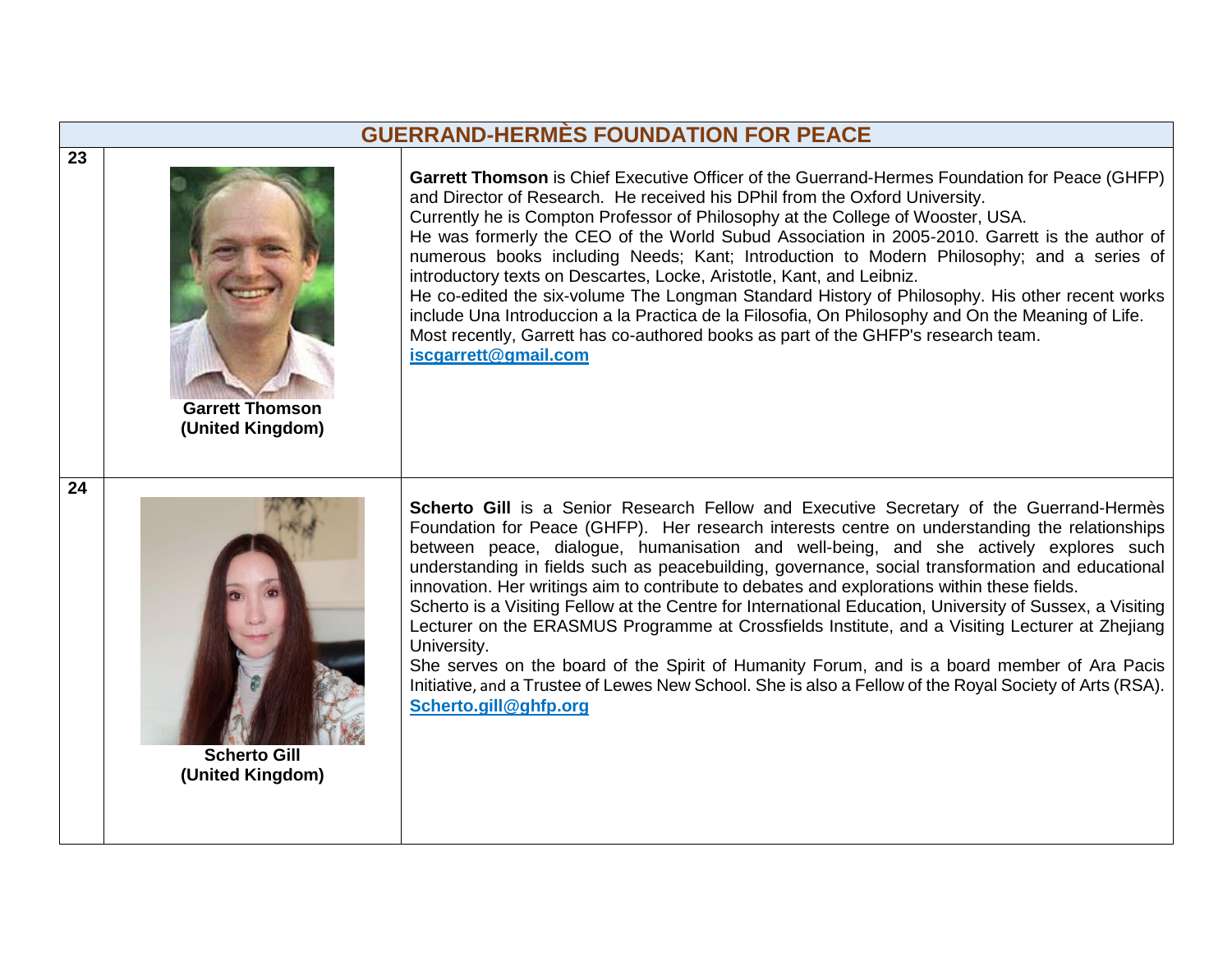| GUERRAND-HERMÈS FOUNDATION FOR PEACE | | |
|---|---|---|
| 23 | **Garrett Thomson (United Kingdom)** | **Garrett Thomson** is Chief Executive Officer of the Guerrand-Hermes Foundation for Peace (GHFP) and Director of Research. He received his DPhil from the Oxford University. Currently he is Compton Professor of Philosophy at the College of Wooster, USA. He was formerly the CEO of the World Subud Association in 2005-2010. Garrett is the author of numerous books including Needs; Kant; Introduction to Modern Philosophy; and a series of introductory texts on Descartes, Locke, Aristotle, Kant, and Leibniz. He co-edited the six-volume The Longman Standard History of Philosophy. His other recent works include Una Introduccion a la Practica de la Filosofia, On Philosophy and On the Meaning of Life. Most recently, Garrett has co-authored books as part of the GHFP's research team. **iscgarrett@gmail.com** |
| 24 | **Scherto Gill (United Kingdom)** | **Scherto Gill** is a Senior Research Fellow and Executive Secretary of the Guerrand-Hermès Foundation for Peace (GHFP). Her research interests centre on understanding the relationships between peace, dialogue, humanisation and well-being, and she actively explores such understanding in fields such as peacebuilding, governance, social transformation and educational innovation. Her writings aim to contribute to debates and explorations within these fields. Scherto is a Visiting Fellow at the Centre for International Education, University of Sussex, a Visiting Lecturer on the ERASMUS Programme at Crossfields Institute, and a Visiting Lecturer at Zhejiang University. She serves on the board of the Spirit of Humanity Forum, and is a board member of Ara Pacis Initiative, and a Trustee of Lewes New School. She is also a Fellow of the Royal Society of Arts (RSA). **Scherto.gill@ghfp.org** |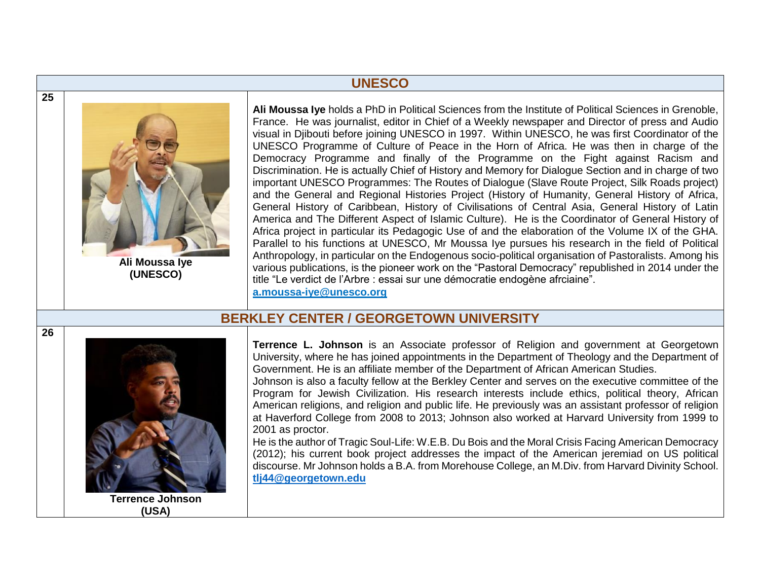| UNESCO | | |
|---|---|---|
| 25 | **Ali Moussa Iye (UNESCO)** | **Ali Moussa Iye** holds a PhD in Political Sciences from the Institute of Political Sciences in Grenoble, France. He was journalist, editor in Chief of a Weekly newspaper and Director of press and Audio visual in Djibouti before joining UNESCO in 1997. Within UNESCO, he was first Coordinator of the UNESCO Programme of Culture of Peace in the Horn of Africa. He was then in charge of the Democracy Programme and finally of the Programme on the Fight against Racism and Discrimination. He is actually Chief of History and Memory for Dialogue Section and in charge of two important UNESCO Programmes: The Routes of Dialogue (Slave Route Project, Silk Roads project) and the General and Regional Histories Project (History of Humanity, General History of Africa, General History of Caribbean, History of Civilisations of Central Asia, General History of Latin America and The Different Aspect of Islamic Culture). He is the Coordinator of General History of Africa project in particular its Pedagogic Use of and the elaboration of the Volume IX of the GHA. Parallel to his functions at UNESCO, Mr Moussa Iye pursues his research in the field of Political Anthropology, in particular on the Endogenous socio-political organisation of Pastoralists. Among his various publications, is the pioneer work on the "Pastoral Democracy" republished in 2014 under the title "Le verdict de l'Arbre : essai sur une démocratie endogène afrciaine". a.moussa-iye@unesco.org |
| **BERKLEY CENTER / GEORGETOWN UNIVERSITY** | | |
| 26 | **Terrence Johnson (USA)** | **Terrence L. Johnson** is an Associate professor of Religion and government at Georgetown University, where he has joined appointments in the Department of Theology and the Department of Government. He is an affiliate member of the Department of African American Studies. Johnson is also a faculty fellow at the Berkley Center and serves on the executive committee of the Program for Jewish Civilization. His research interests include ethics, political theory, African American religions, and religion and public life. He previously was an assistant professor of religion at Haverford College from 2008 to 2013; Johnson also worked at Harvard University from 1999 to 2001 as proctor. He is the author of Tragic Soul-Life: W.E.B. Du Bois and the Moral Crisis Facing American Democracy (2012); his current book project addresses the impact of the American jeremiad on US political discourse. Mr Johnson holds a B.A. from Morehouse College, an M.Div. from Harvard Divinity School. tlj44@georgetown.edu |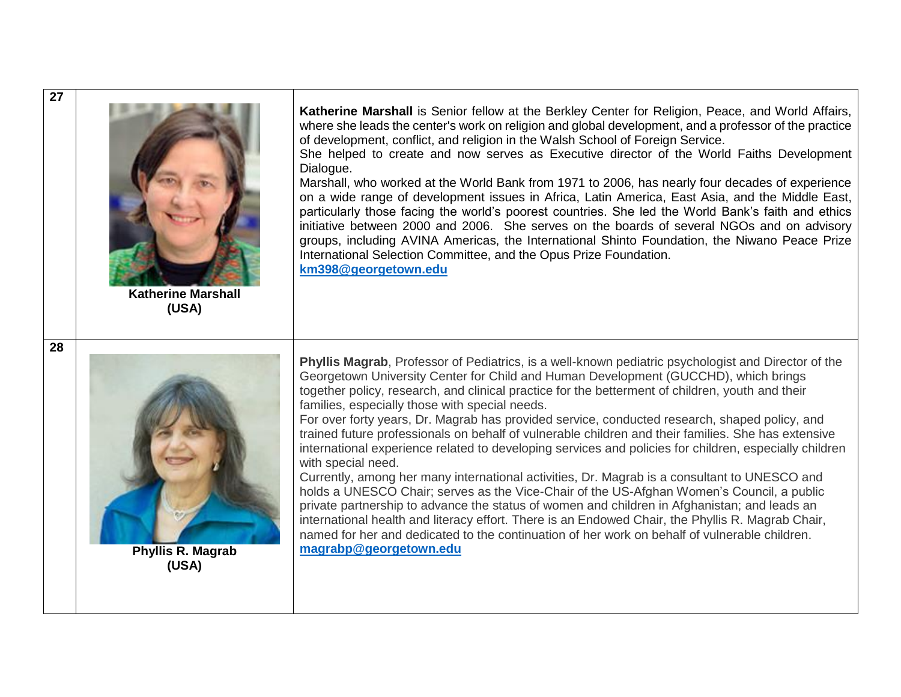| | | |
|---|---|---|
| 27 | **Katherine Marshall (USA)** | **Katherine Marshall** is Senior fellow at the Berkley Center for Religion, Peace, and World Affairs, where she leads the center's work on religion and global development, and a professor of the practice of development, conflict, and religion in the Walsh School of Foreign Service.<br>She helped to create and now serves as Executive director of the World Faiths Development Dialogue.<br>Marshall, who worked at the World Bank from 1971 to 2006, has nearly four decades of experience on a wide range of development issues in Africa, Latin America, East Asia, and the Middle East, particularly those facing the world's poorest countries. She led the World Bank's faith and ethics initiative between 2000 and 2006. She serves on the boards of several NGOs and on advisory groups, including AVINA Americas, the International Shinto Foundation, the Niwano Peace Prize International Selection Committee, and the Opus Prize Foundation.<br>**km398@georgetown.edu** |
| 28 | **Phyllis R. Magrab (USA)** | **Phyllis Magrab**, Professor of Pediatrics, is a well-known pediatric psychologist and Director of the Georgetown University Center for Child and Human Development (GUCCHD), which brings together policy, research, and clinical practice for the betterment of children, youth and their families, especially those with special needs.<br>For over forty years, Dr. Magrab has provided service, conducted research, shaped policy, and trained future professionals on behalf of vulnerable children and their families. She has extensive international experience related to developing services and policies for children, especially children with special need.<br>Currently, among her many international activities, Dr. Magrab is a consultant to UNESCO and holds a UNESCO Chair; serves as the Vice-Chair of the US-Afghan Women's Council, a public private partnership to advance the status of women and children in Afghanistan; and leads an international health and literacy effort. There is an Endowed Chair, the Phyllis R. Magrab Chair, named for her and dedicated to the continuation of her work on behalf of vulnerable children.<br>**magrabp@georgetown.edu** |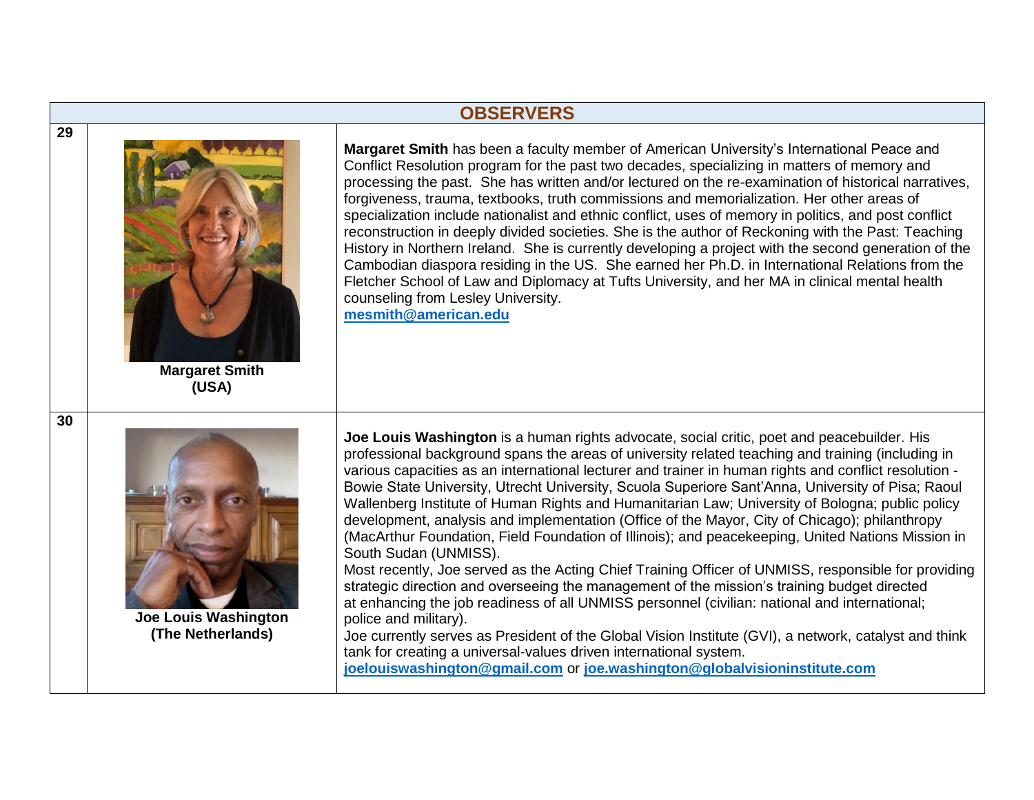| OBSERVERS | | |
|---|---|---|
| 29 | **Margaret Smith (USA)** | **Margaret Smith** has been a faculty member of American University's International Peace and Conflict Resolution program for the past two decades, specializing in matters of memory and processing the past. She has written and/or lectured on the re-examination of historical narratives, forgiveness, trauma, textbooks, truth commissions and memorialization. Her other areas of specialization include nationalist and ethnic conflict, uses of memory in politics, and post conflict reconstruction in deeply divided societies. She is the author of Reckoning with the Past: Teaching History in Northern Ireland. She is currently developing a project with the second generation of the Cambodian diaspora residing in the US. She earned her Ph.D. in International Relations from the Fletcher School of Law and Diplomacy at Tufts University, and her MA in clinical mental health counseling from Lesley University. **mesmith@american.edu** |
| 30 | **Joe Louis Washington (The Netherlands)** | **Joe Louis Washington** is a human rights advocate, social critic, poet and peacebuilder. His professional background spans the areas of university related teaching and training (including in various capacities as an international lecturer and trainer in human rights and conflict resolution - Bowie State University, Utrecht University, Scuola Superiore Sant'Anna, University of Pisa; Raoul Wallenberg Institute of Human Rights and Humanitarian Law; University of Bologna; public policy development, analysis and implementation (Office of the Mayor, City of Chicago); philanthropy (MacArthur Foundation, Field Foundation of Illinois); and peacekeeping, United Nations Mission in South Sudan (UNMISS).<br>Most recently, Joe served as the Acting Chief Training Officer of UNMISS, responsible for providing strategic direction and overseeing the management of the mission's training budget directed at enhancing the job readiness of all UNMISS personnel (civilian: national and international; police and military).<br>Joe currently serves as President of the Global Vision Institute (GVI), a network, catalyst and think tank for creating a universal-values driven international system.<br>**joelouiswashington@gmail.com** or **joe.washington@globalvisioninstitute.com** |